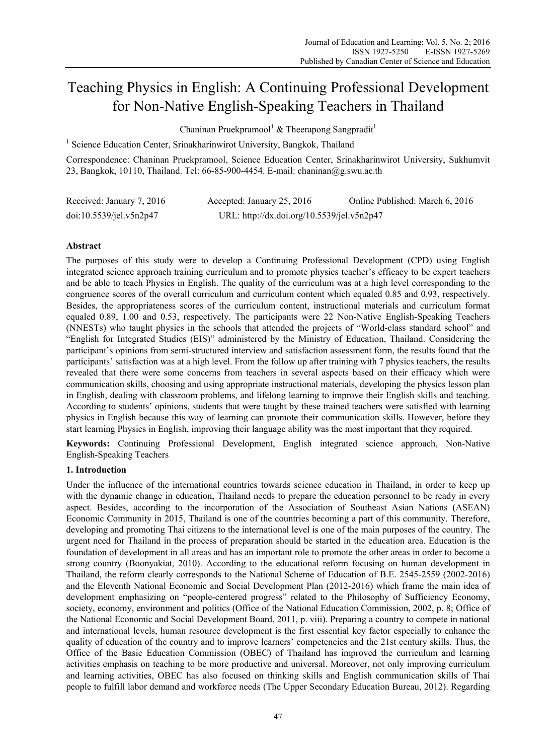# Teaching Physics in English: A Continuing Professional Development for Non-Native English-Speaking Teachers in Thailand

Chaninan Pruekpramool[1] & Theerapong Sangpradit[1]

[1] Science Education Center, Srinakharinwirot University, Bangkok, Thailand

Correspondence: Chaninan Pruekpramool, Science Education Center, Srinakharinwirot University, Sukhumvit 23, Bangkok, 10110, Thailand. Tel: 66-85-900-4454. E-mail: chaninan@g.swu.ac.th

Received: January 7, 2016 Accepted: January 25, 2016 Online Published: March 6, 2016

doi:10.5539/jel.v5n2p47 URL: http://dx.doi.org/10.5539/jel.v5n2p47

## Abstract

The purposes of this study were to develop a Continuing Professional Development (CPD) using English integrated science approach training curriculum and to promote physics teacher's efficacy to be expert teachers and be able to teach Physics in English. The quality of the curriculum was at a high level corresponding to the congruence scores of the overall curriculum and curriculum content which equaled 0.85 and 0.93, respectively. Besides, the appropriateness scores of the curriculum content, instructional materials and curriculum format equaled 0.89, 1.00 and 0.53, respectively. The participants were 22 Non-Native English-Speaking Teachers (NNESTs) who taught physics in the schools that attended the projects of "World-class standard school" and "English for Integrated Studies (EIS)" administered by the Ministry of Education, Thailand. Considering the participant's opinions from semi-structured interview and satisfaction assessment form, the results found that the participants' satisfaction was at a high level. From the follow up after training with 7 physics teachers, the results revealed that there were some concerns from teachers in several aspects based on their efficacy which were communication skills, choosing and using appropriate instructional materials, developing the physics lesson plan in English, dealing with classroom problems, and lifelong learning to improve their English skills and teaching. According to students' opinions, students that were taught by these trained teachers were satisfied with learning physics in English because this way of learning can promote their communication skills. However, before they start learning Physics in English, improving their language ability was the most important that they required.

**Keywords:** Continuing Professional Development, English integrated science approach, Non-Native English-Speaking Teachers

## 1. Introduction

Under the influence of the international countries towards science education in Thailand, in order to keep up with the dynamic change in education, Thailand needs to prepare the education personnel to be ready in every aspect. Besides, according to the incorporation of the Association of Southeast Asian Nations (ASEAN) Economic Community in 2015, Thailand is one of the countries becoming a part of this community. Therefore, developing and promoting Thai citizens to the international level is one of the main purposes of the country. The urgent need for Thailand in the process of preparation should be started in the education area. Education is the foundation of development in all areas and has an important role to promote the other areas in order to become a strong country (Boonyakiat, 2010). According to the educational reform focusing on human development in Thailand, the reform clearly corresponds to the National Scheme of Education of B.E. 2545-2559 (2002-2016) and the Eleventh National Economic and Social Development Plan (2012-2016) which frame the main idea of development emphasizing on "people-centered progress" related to the Philosophy of Sufficiency Economy, society, economy, environment and politics (Office of the National Education Commission, 2002, p. 8; Office of the National Economic and Social Development Board, 2011, p. viii). Preparing a country to compete in national and international levels, human resource development is the first essential key factor especially to enhance the quality of education of the country and to improve learners' competencies and the 21st century skills. Thus, the Office of the Basic Education Commission (OBEC) of Thailand has improved the curriculum and learning activities emphasis on teaching to be more productive and universal. Moreover, not only improving curriculum and learning activities, OBEC has also focused on thinking skills and English communication skills of Thai people to fulfill labor demand and workforce needs (The Upper Secondary Education Bureau, 2012). Regarding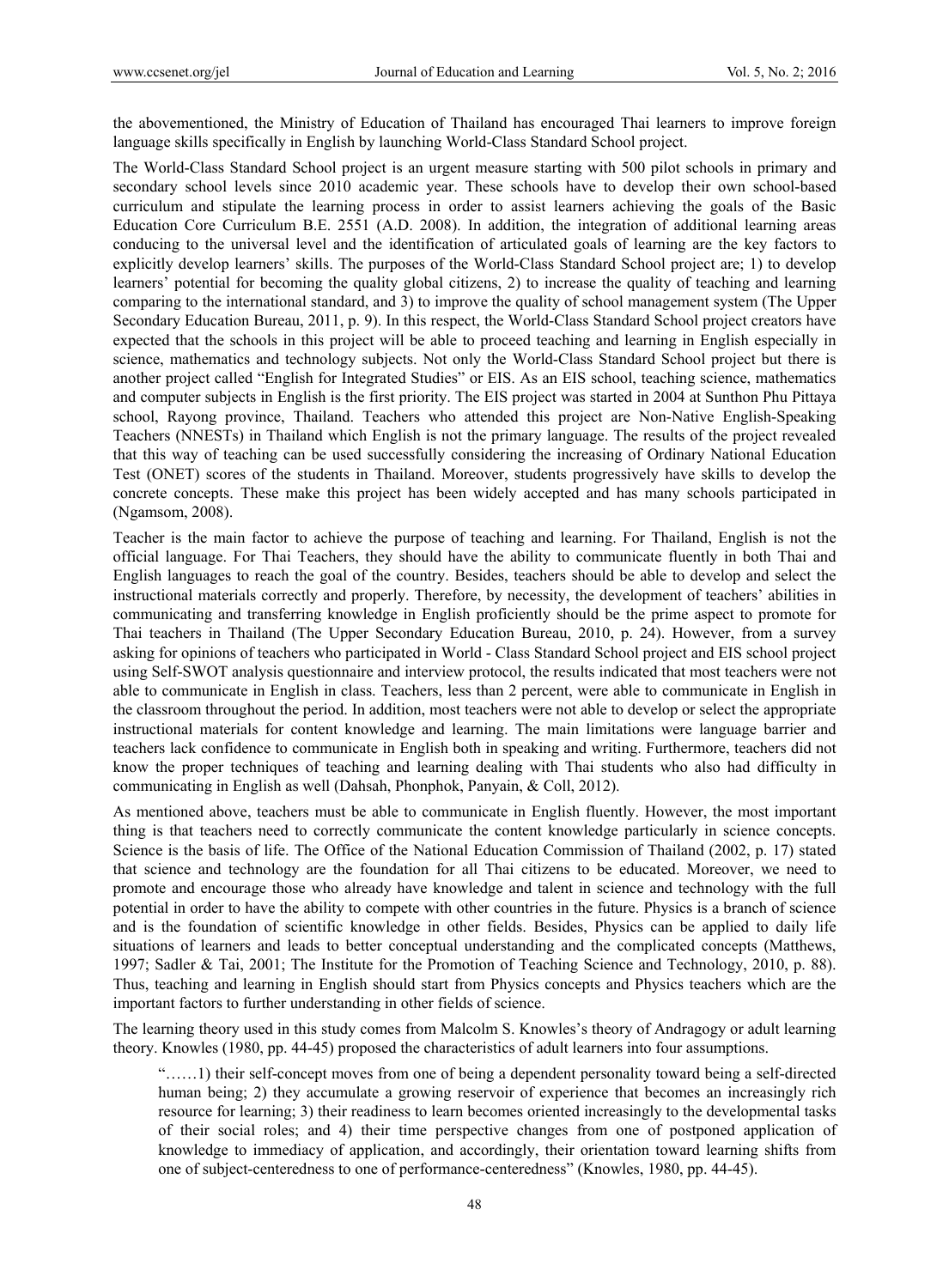the abovementioned, the Ministry of Education of Thailand has encouraged Thai learners to improve foreign language skills specifically in English by launching World-Class Standard School project.

The World-Class Standard School project is an urgent measure starting with 500 pilot schools in primary and secondary school levels since 2010 academic year. These schools have to develop their own school-based curriculum and stipulate the learning process in order to assist learners achieving the goals of the Basic Education Core Curriculum B.E. 2551 (A.D. 2008). In addition, the integration of additional learning areas conducing to the universal level and the identification of articulated goals of learning are the key factors to explicitly develop learners' skills. The purposes of the World-Class Standard School project are; 1) to develop learners' potential for becoming the quality global citizens, 2) to increase the quality of teaching and learning comparing to the international standard, and 3) to improve the quality of school management system (The Upper Secondary Education Bureau, 2011, p. 9). In this respect, the World-Class Standard School project creators have expected that the schools in this project will be able to proceed teaching and learning in English especially in science, mathematics and technology subjects. Not only the World-Class Standard School project but there is another project called "English for Integrated Studies" or EIS. As an EIS school, teaching science, mathematics and computer subjects in English is the first priority. The EIS project was started in 2004 at Sunthon Phu Pittaya school, Rayong province, Thailand. Teachers who attended this project are Non-Native English-Speaking Teachers (NNESTs) in Thailand which English is not the primary language. The results of the project revealed that this way of teaching can be used successfully considering the increasing of Ordinary National Education Test (ONET) scores of the students in Thailand. Moreover, students progressively have skills to develop the concrete concepts. These make this project has been widely accepted and has many schools participated in (Ngamsom, 2008).

Teacher is the main factor to achieve the purpose of teaching and learning. For Thailand, English is not the official language. For Thai Teachers, they should have the ability to communicate fluently in both Thai and English languages to reach the goal of the country. Besides, teachers should be able to develop and select the instructional materials correctly and properly. Therefore, by necessity, the development of teachers' abilities in communicating and transferring knowledge in English proficiently should be the prime aspect to promote for Thai teachers in Thailand (The Upper Secondary Education Bureau, 2010, p. 24). However, from a survey asking for opinions of teachers who participated in World - Class Standard School project and EIS school project using Self-SWOT analysis questionnaire and interview protocol, the results indicated that most teachers were not able to communicate in English in class. Teachers, less than 2 percent, were able to communicate in English in the classroom throughout the period. In addition, most teachers were not able to develop or select the appropriate instructional materials for content knowledge and learning. The main limitations were language barrier and teachers lack confidence to communicate in English both in speaking and writing. Furthermore, teachers did not know the proper techniques of teaching and learning dealing with Thai students who also had difficulty in communicating in English as well (Dahsah, Phonphok, Panyain, & Coll, 2012).

As mentioned above, teachers must be able to communicate in English fluently. However, the most important thing is that teachers need to correctly communicate the content knowledge particularly in science concepts. Science is the basis of life. The Office of the National Education Commission of Thailand (2002, p. 17) stated that science and technology are the foundation for all Thai citizens to be educated. Moreover, we need to promote and encourage those who already have knowledge and talent in science and technology with the full potential in order to have the ability to compete with other countries in the future. Physics is a branch of science and is the foundation of scientific knowledge in other fields. Besides, Physics can be applied to daily life situations of learners and leads to better conceptual understanding and the complicated concepts (Matthews, 1997; Sadler & Tai, 2001; The Institute for the Promotion of Teaching Science and Technology, 2010, p. 88). Thus, teaching and learning in English should start from Physics concepts and Physics teachers which are the important factors to further understanding in other fields of science.

The learning theory used in this study comes from Malcolm S. Knowles's theory of Andragogy or adult learning theory. Knowles (1980, pp. 44-45) proposed the characteristics of adult learners into four assumptions.

> "……1) their self-concept moves from one of being a dependent personality toward being a self-directed human being; 2) they accumulate a growing reservoir of experience that becomes an increasingly rich resource for learning; 3) their readiness to learn becomes oriented increasingly to the developmental tasks of their social roles; and 4) their time perspective changes from one of postponed application of knowledge to immediacy of application, and accordingly, their orientation toward learning shifts from one of subject-centeredness to one of performance-centeredness" (Knowles, 1980, pp. 44-45).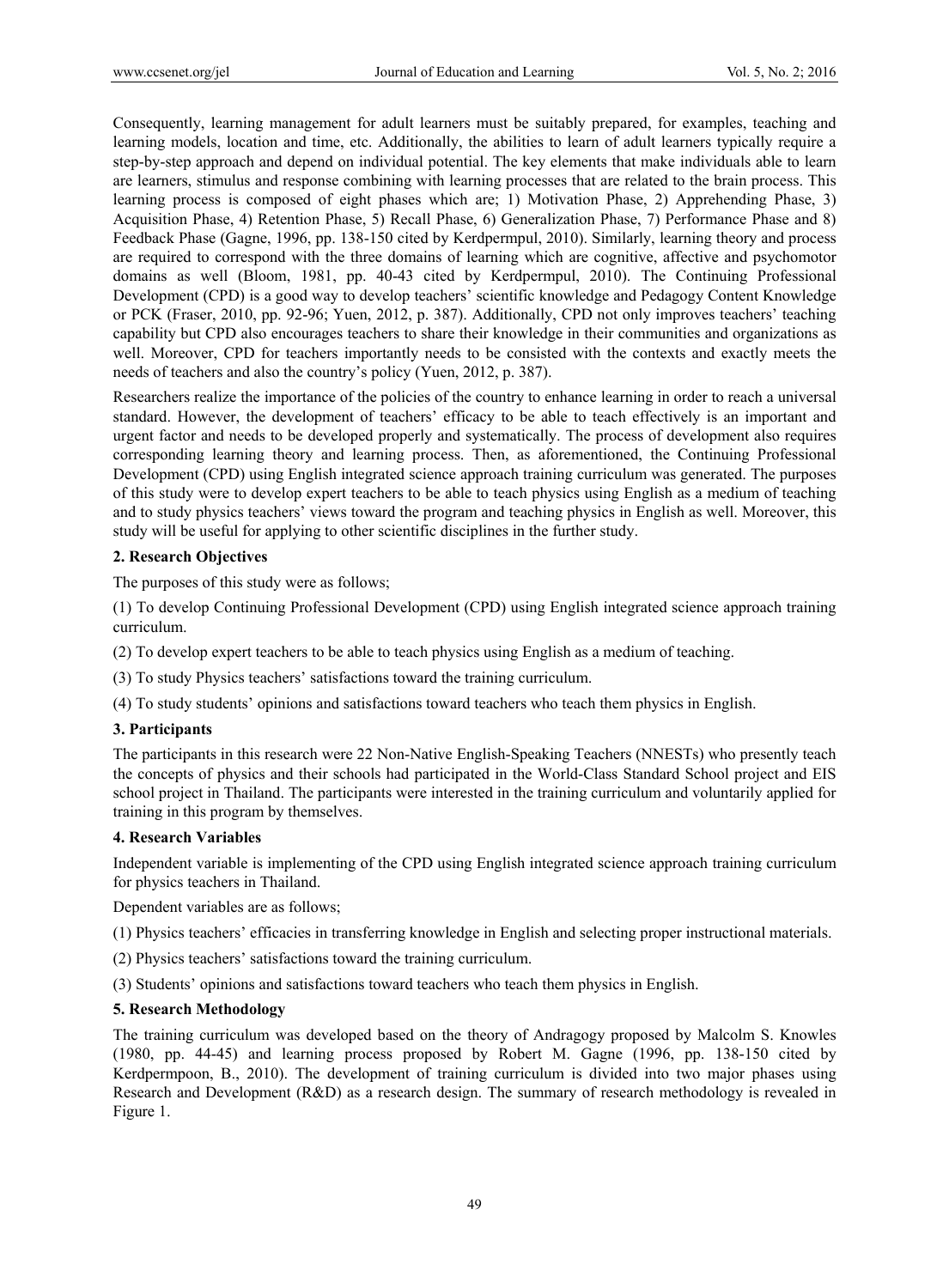Consequently, learning management for adult learners must be suitably prepared, for examples, teaching and learning models, location and time, etc. Additionally, the abilities to learn of adult learners typically require a step-by-step approach and depend on individual potential. The key elements that make individuals able to learn are learners, stimulus and response combining with learning processes that are related to the brain process. This learning process is composed of eight phases which are; 1) Motivation Phase, 2) Apprehending Phase, 3) Acquisition Phase, 4) Retention Phase, 5) Recall Phase, 6) Generalization Phase, 7) Performance Phase and 8) Feedback Phase (Gagne, 1996, pp. 138-150 cited by Kerdpermpul, 2010). Similarly, learning theory and process are required to correspond with the three domains of learning which are cognitive, affective and psychomotor domains as well (Bloom, 1981, pp. 40-43 cited by Kerdpermpul, 2010). The Continuing Professional Development (CPD) is a good way to develop teachers' scientific knowledge and Pedagogy Content Knowledge or PCK (Fraser, 2010, pp. 92-96; Yuen, 2012, p. 387). Additionally, CPD not only improves teachers' teaching capability but CPD also encourages teachers to share their knowledge in their communities and organizations as well. Moreover, CPD for teachers importantly needs to be consisted with the contexts and exactly meets the needs of teachers and also the country's policy (Yuen, 2012, p. 387).

Researchers realize the importance of the policies of the country to enhance learning in order to reach a universal standard. However, the development of teachers' efficacy to be able to teach effectively is an important and urgent factor and needs to be developed properly and systematically. The process of development also requires corresponding learning theory and learning process. Then, as aforementioned, the Continuing Professional Development (CPD) using English integrated science approach training curriculum was generated. The purposes of this study were to develop expert teachers to be able to teach physics using English as a medium of teaching and to study physics teachers' views toward the program and teaching physics in English as well. Moreover, this study will be useful for applying to other scientific disciplines in the further study.

## 2. Research Objectives

The purposes of this study were as follows;

(1) To develop Continuing Professional Development (CPD) using English integrated science approach training curriculum.

(2) To develop expert teachers to be able to teach physics using English as a medium of teaching.

(3) To study Physics teachers' satisfactions toward the training curriculum.

(4) To study students' opinions and satisfactions toward teachers who teach them physics in English.

## 3. Participants

The participants in this research were 22 Non-Native English-Speaking Teachers (NNESTs) who presently teach the concepts of physics and their schools had participated in the World-Class Standard School project and EIS school project in Thailand. The participants were interested in the training curriculum and voluntarily applied for training in this program by themselves.

## 4. Research Variables

Independent variable is implementing of the CPD using English integrated science approach training curriculum for physics teachers in Thailand.

Dependent variables are as follows;

(1) Physics teachers' efficacies in transferring knowledge in English and selecting proper instructional materials.

(2) Physics teachers' satisfactions toward the training curriculum.

(3) Students' opinions and satisfactions toward teachers who teach them physics in English.

## 5. Research Methodology

The training curriculum was developed based on the theory of Andragogy proposed by Malcolm S. Knowles (1980, pp. 44-45) and learning process proposed by Robert M. Gagne (1996, pp. 138-150 cited by Kerdpermpoon, B., 2010). The development of training curriculum is divided into two major phases using Research and Development (R&D) as a research design. The summary of research methodology is revealed in Figure 1.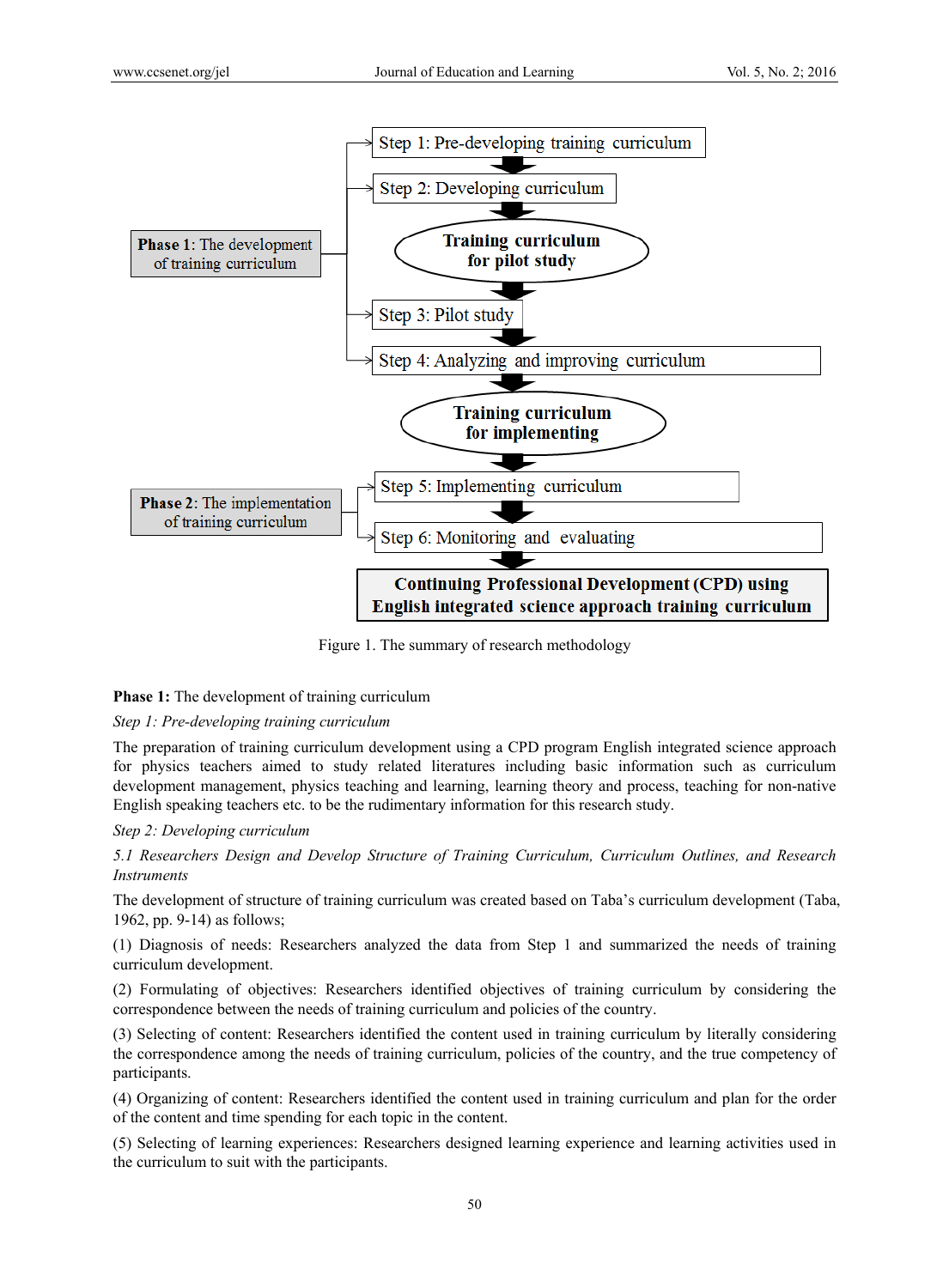Phase 1: The development of training curriculum

- Step 1: Pre-developing training curriculum
- Step 2: Developing curriculum
- **Training curriculum for pilot study**
- Step 3: Pilot study
- Step 4: Analyzing and improving curriculum
- **Training curriculum for implementing**

Phase 2: The implementation of training curriculum

- Step 5: Implementing curriculum
- Step 6: Monitoring and evaluating

**Continuing Professional Development (CPD) using English integrated science approach training curriculum**

Figure 1. The summary of research methodology

**Phase 1:** The development of training curriculum

*Step 1: Pre-developing training curriculum*

The preparation of training curriculum development using a CPD program English integrated science approach for physics teachers aimed to study related literatures including basic information such as curriculum development management, physics teaching and learning, learning theory and process, teaching for non-native English speaking teachers etc. to be the rudimentary information for this research study.

*Step 2: Developing curriculum*

*5.1 Researchers Design and Develop Structure of Training Curriculum, Curriculum Outlines, and Research Instruments*

The development of structure of training curriculum was created based on Taba's curriculum development (Taba, 1962, pp. 9-14) as follows;

(1) Diagnosis of needs: Researchers analyzed the data from Step 1 and summarized the needs of training curriculum development.

(2) Formulating of objectives: Researchers identified objectives of training curriculum by considering the correspondence between the needs of training curriculum and policies of the country.

(3) Selecting of content: Researchers identified the content used in training curriculum by literally considering the correspondence among the needs of training curriculum, policies of the country, and the true competency of participants.

(4) Organizing of content: Researchers identified the content used in training curriculum and plan for the order of the content and time spending for each topic in the content.

(5) Selecting of learning experiences: Researchers designed learning experience and learning activities used in the curriculum to suit with the participants.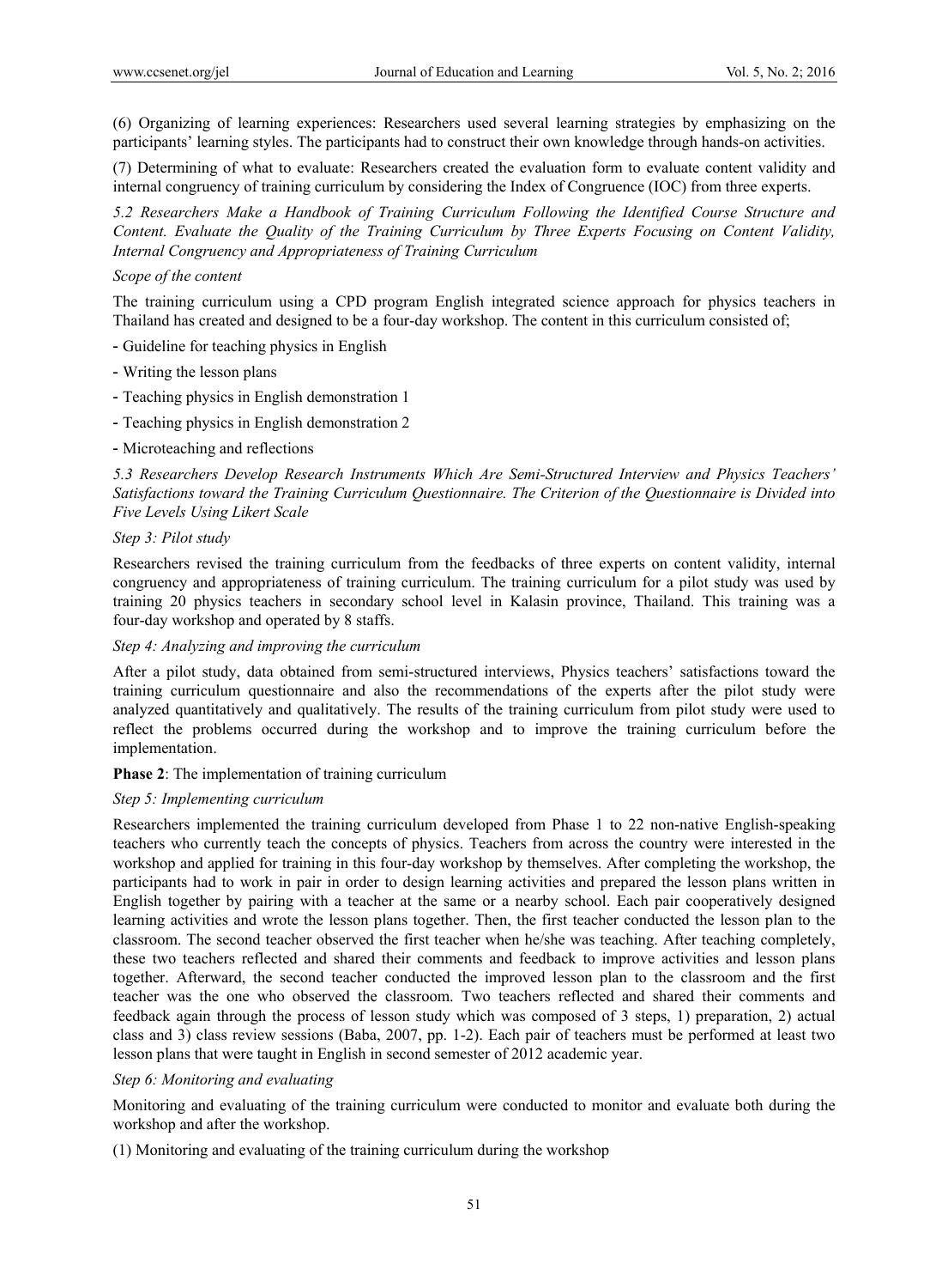(6) Organizing of learning experiences: Researchers used several learning strategies by emphasizing on the participants' learning styles. The participants had to construct their own knowledge through hands-on activities.

(7) Determining of what to evaluate: Researchers created the evaluation form to evaluate content validity and internal congruency of training curriculum by considering the Index of Congruence (IOC) from three experts.

*5.2 Researchers Make a Handbook of Training Curriculum Following the Identified Course Structure and Content. Evaluate the Quality of the Training Curriculum by Three Experts Focusing on Content Validity, Internal Congruency and Appropriateness of Training Curriculum*

*Scope of the content*

The training curriculum using a CPD program English integrated science approach for physics teachers in Thailand has created and designed to be a four-day workshop. The content in this curriculum consisted of;

- Guideline for teaching physics in English
- Writing the lesson plans
- Teaching physics in English demonstration 1
- Teaching physics in English demonstration 2
- Microteaching and reflections

*5.3 Researchers Develop Research Instruments Which Are Semi-Structured Interview and Physics Teachers' Satisfactions toward the Training Curriculum Questionnaire. The Criterion of the Questionnaire is Divided into Five Levels Using Likert Scale*

*Step 3: Pilot study*

Researchers revised the training curriculum from the feedbacks of three experts on content validity, internal congruency and appropriateness of training curriculum. The training curriculum for a pilot study was used by training 20 physics teachers in secondary school level in Kalasin province, Thailand. This training was a four-day workshop and operated by 8 staffs.

*Step 4: Analyzing and improving the curriculum*

After a pilot study, data obtained from semi-structured interviews, Physics teachers' satisfactions toward the training curriculum questionnaire and also the recommendations of the experts after the pilot study were analyzed quantitatively and qualitatively. The results of the training curriculum from pilot study were used to reflect the problems occurred during the workshop and to improve the training curriculum before the implementation.

**Phase 2**: The implementation of training curriculum

*Step 5: Implementing curriculum*

Researchers implemented the training curriculum developed from Phase 1 to 22 non-native English-speaking teachers who currently teach the concepts of physics. Teachers from across the country were interested in the workshop and applied for training in this four-day workshop by themselves. After completing the workshop, the participants had to work in pair in order to design learning activities and prepared the lesson plans written in English together by pairing with a teacher at the same or a nearby school. Each pair cooperatively designed learning activities and wrote the lesson plans together. Then, the first teacher conducted the lesson plan to the classroom. The second teacher observed the first teacher when he/she was teaching. After teaching completely, these two teachers reflected and shared their comments and feedback to improve activities and lesson plans together. Afterward, the second teacher conducted the improved lesson plan to the classroom and the first teacher was the one who observed the classroom. Two teachers reflected and shared their comments and feedback again through the process of lesson study which was composed of 3 steps, 1) preparation, 2) actual class and 3) class review sessions (Baba, 2007, pp. 1-2). Each pair of teachers must be performed at least two lesson plans that were taught in English in second semester of 2012 academic year.

*Step 6: Monitoring and evaluating*

Monitoring and evaluating of the training curriculum were conducted to monitor and evaluate both during the workshop and after the workshop.

(1) Monitoring and evaluating of the training curriculum during the workshop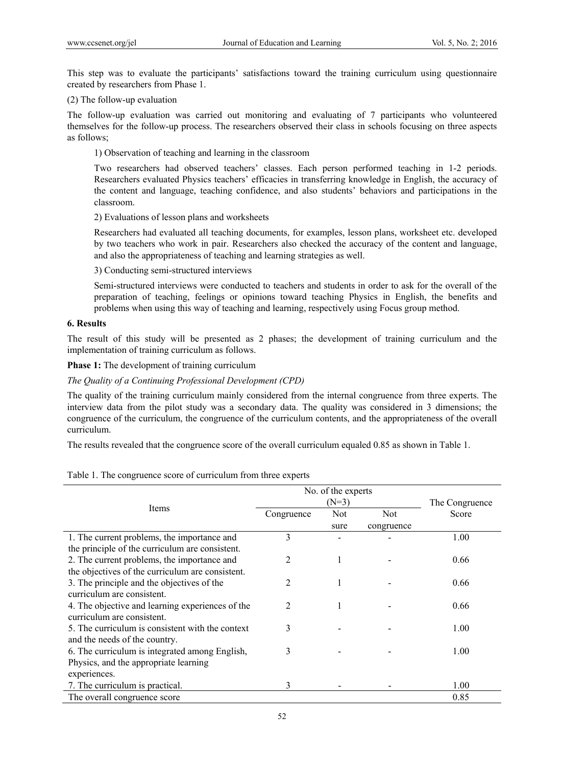This step was to evaluate the participants' satisfactions toward the training curriculum using questionnaire created by researchers from Phase 1.

(2) The follow-up evaluation

The follow-up evaluation was carried out monitoring and evaluating of 7 participants who volunteered themselves for the follow-up process. The researchers observed their class in schools focusing on three aspects as follows;

1) Observation of teaching and learning in the classroom

Two researchers had observed teachers' classes. Each person performed teaching in 1-2 periods. Researchers evaluated Physics teachers' efficacies in transferring knowledge in English, the accuracy of the content and language, teaching confidence, and also students' behaviors and participations in the classroom.

2) Evaluations of lesson plans and worksheets

Researchers had evaluated all teaching documents, for examples, lesson plans, worksheet etc. developed by two teachers who work in pair. Researchers also checked the accuracy of the content and language, and also the appropriateness of teaching and learning strategies as well.

3) Conducting semi-structured interviews

Semi-structured interviews were conducted to teachers and students in order to ask for the overall of the preparation of teaching, feelings or opinions toward teaching Physics in English, the benefits and problems when using this way of teaching and learning, respectively using Focus group method.

## 6. Results

The result of this study will be presented as 2 phases; the development of training curriculum and the implementation of training curriculum as follows.

**Phase 1:** The development of training curriculum

*The Quality of a Continuing Professional Development (CPD)*

The quality of the training curriculum mainly considered from the internal congruence from three experts. The interview data from the pilot study was a secondary data. The quality was considered in 3 dimensions; the congruence of the curriculum, the congruence of the curriculum contents, and the appropriateness of the overall curriculum.

The results revealed that the congruence score of the overall curriculum equaled 0.85 as shown in Table 1.

Table 1. The congruence score of curriculum from three experts

| Items | No. of the experts (N=3) | | | The Congruence Score |
|---|---|---|---|---|
| | Congruence | Not sure | Not congruence | |
| 1. The current problems, the importance and the principle of the curriculum are consistent. | 3 | - | - | 1.00 |
| 2. The current problems, the importance and the objectives of the curriculum are consistent. | 2 | 1 | - | 0.66 |
| 3. The principle and the objectives of the curriculum are consistent. | 2 | 1 | - | 0.66 |
| 4. The objective and learning experiences of the curriculum are consistent. | 2 | 1 | - | 0.66 |
| 5. The curriculum is consistent with the context and the needs of the country. | 3 | - | - | 1.00 |
| 6. The curriculum is integrated among English, Physics, and the appropriate learning experiences. | 3 | - | - | 1.00 |
| 7. The curriculum is practical. | 3 | - | - | 1.00 |
| The overall congruence score | | | | 0.85 |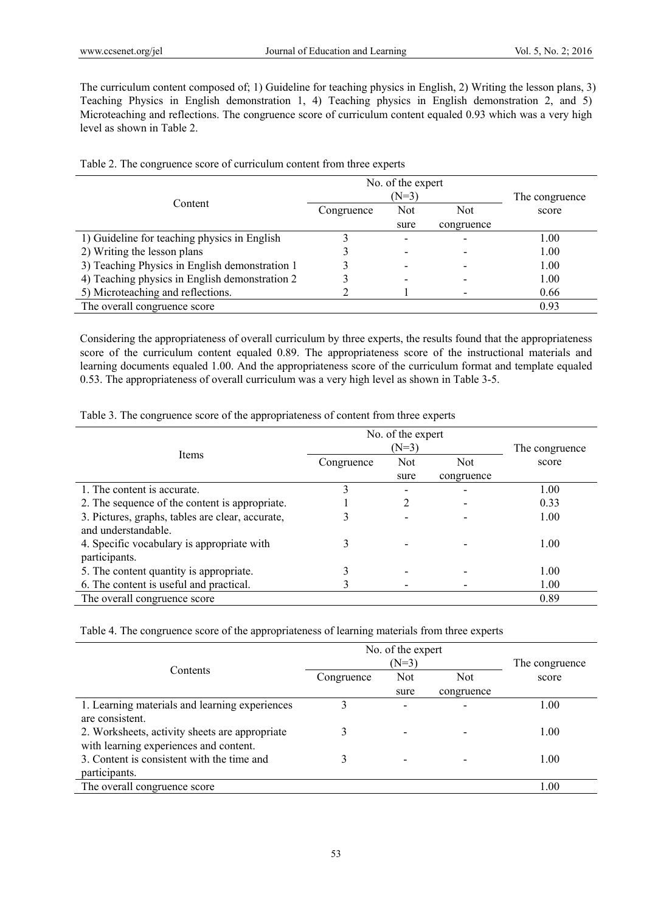The curriculum content composed of; 1) Guideline for teaching physics in English, 2) Writing the lesson plans, 3) Teaching Physics in English demonstration 1, 4) Teaching physics in English demonstration 2, and 5) Microteaching and reflections. The congruence score of curriculum content equaled 0.93 which was a very high level as shown in Table 2.

Table 2. The congruence score of curriculum content from three experts

| Content | No. of the expert (N=3) | | | The congruence score |
|---|---|---|---|---|
| | Congruence | Not sure | Not congruence | |
| 1) Guideline for teaching physics in English | 3 | - | - | 1.00 |
| 2) Writing the lesson plans | 3 | - | - | 1.00 |
| 3) Teaching Physics in English demonstration 1 | 3 | - | - | 1.00 |
| 4) Teaching physics in English demonstration 2 | 3 | - | - | 1.00 |
| 5) Microteaching and reflections. | 2 | 1 | - | 0.66 |
| The overall congruence score | | | | 0.93 |

Considering the appropriateness of overall curriculum by three experts, the results found that the appropriateness score of the curriculum content equaled 0.89. The appropriateness score of the instructional materials and learning documents equaled 1.00. And the appropriateness score of the curriculum format and template equaled 0.53. The appropriateness of overall curriculum was a very high level as shown in Table 3-5.

Table 3. The congruence score of the appropriateness of content from three experts

| Items | No. of the expert (N=3) | | | The congruence score |
|---|---|---|---|---|
| | Congruence | Not sure | Not congruence | |
| 1. The content is accurate. | 3 | - | - | 1.00 |
| 2. The sequence of the content is appropriate. | 1 | 2 | - | 0.33 |
| 3. Pictures, graphs, tables are clear, accurate, and understandable. | 3 | - | - | 1.00 |
| 4. Specific vocabulary is appropriate with participants. | 3 | - | - | 1.00 |
| 5. The content quantity is appropriate. | 3 | - | - | 1.00 |
| 6. The content is useful and practical. | 3 | - | - | 1.00 |
| The overall congruence score | | | | 0.89 |

Table 4. The congruence score of the appropriateness of learning materials from three experts

| Contents | No. of the expert (N=3) | | | The congruence score |
|---|---|---|---|---|
| | Congruence | Not sure | Not congruence | |
| 1. Learning materials and learning experiences are consistent. | 3 | - | - | 1.00 |
| 2. Worksheets, activity sheets are appropriate with learning experiences and content. | 3 | - | - | 1.00 |
| 3. Content is consistent with the time and participants. | 3 | - | - | 1.00 |
| The overall congruence score | | | | 1.00 |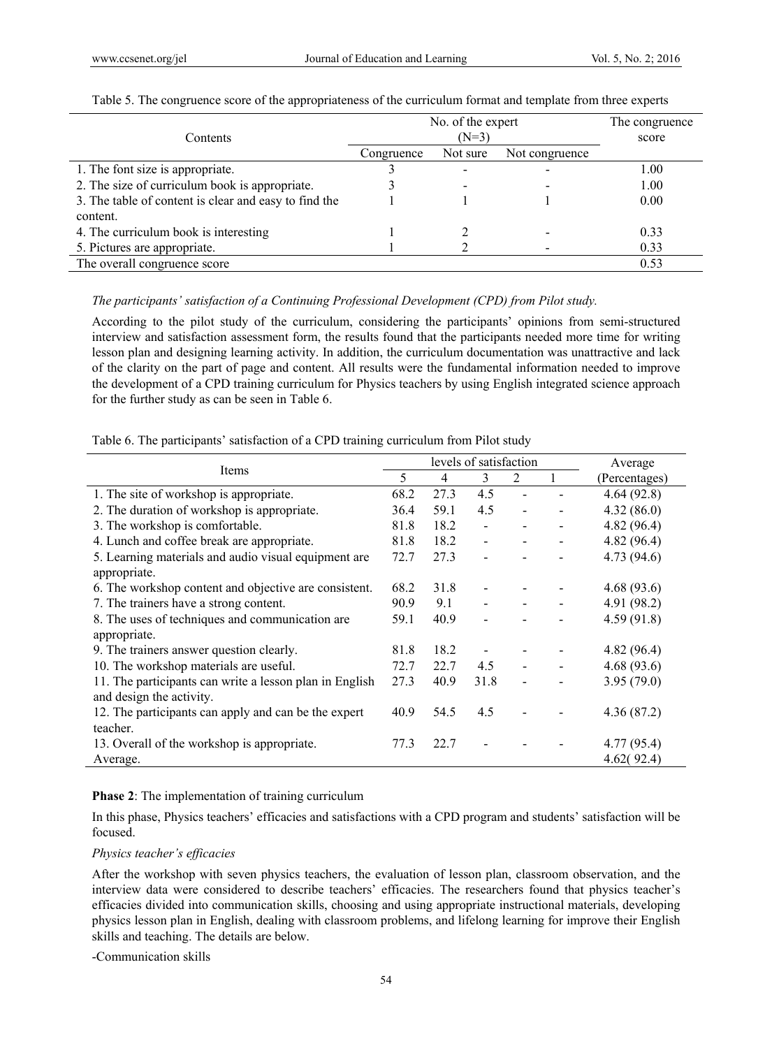Table 5. The congruence score of the appropriateness of the curriculum format and template from three experts

| Contents | No. of the expert (N=3) | | | The congruence score |
|---|---|---|---|---|
| | Congruence | Not sure | Not congruence | |
| 1. The font size is appropriate. | 3 | - | - | 1.00 |
| 2. The size of curriculum book is appropriate. | 3 | - | - | 1.00 |
| 3. The table of content is clear and easy to find the content. | 1 | 1 | 1 | 0.00 |
| 4. The curriculum book is interesting | 1 | 2 | - | 0.33 |
| 5. Pictures are appropriate. | 1 | 2 | - | 0.33 |
| The overall congruence score | | | | 0.53 |

*The participants' satisfaction of a Continuing Professional Development (CPD) from Pilot study.*

According to the pilot study of the curriculum, considering the participants' opinions from semi-structured interview and satisfaction assessment form, the results found that the participants needed more time for writing lesson plan and designing learning activity. In addition, the curriculum documentation was unattractive and lack of the clarity on the part of page and content. All results were the fundamental information needed to improve the development of a CPD training curriculum for Physics teachers by using English integrated science approach for the further study as can be seen in Table 6.

Table 6. The participants' satisfaction of a CPD training curriculum from Pilot study

| Items | levels of satisfaction | | | | | Average (Percentages) |
|---|---|---|---|---|---|---|
| | 5 | 4 | 3 | 2 | 1 | |
| 1. The site of workshop is appropriate. | 68.2 | 27.3 | 4.5 | - | - | 4.64 (92.8) |
| 2. The duration of workshop is appropriate. | 36.4 | 59.1 | 4.5 | - | - | 4.32 (86.0) |
| 3. The workshop is comfortable. | 81.8 | 18.2 | - | - | - | 4.82 (96.4) |
| 4. Lunch and coffee break are appropriate. | 81.8 | 18.2 | - | - | - | 4.82 (96.4) |
| 5. Learning materials and audio visual equipment are appropriate. | 72.7 | 27.3 | - | - | - | 4.73 (94.6) |
| 6. The workshop content and objective are consistent. | 68.2 | 31.8 | - | - | - | 4.68 (93.6) |
| 7. The trainers have a strong content. | 90.9 | 9.1 | - | - | - | 4.91 (98.2) |
| 8. The uses of techniques and communication are appropriate. | 59.1 | 40.9 | - | - | - | 4.59 (91.8) |
| 9. The trainers answer question clearly. | 81.8 | 18.2 | - | - | - | 4.82 (96.4) |
| 10. The workshop materials are useful. | 72.7 | 22.7 | 4.5 | - | - | 4.68 (93.6) |
| 11. The participants can write a lesson plan in English and design the activity. | 27.3 | 40.9 | 31.8 | - | - | 3.95 (79.0) |
| 12. The participants can apply and can be the expert teacher. | 40.9 | 54.5 | 4.5 | - | - | 4.36 (87.2) |
| 13. Overall of the workshop is appropriate. | 77.3 | 22.7 | - | - | - | 4.77 (95.4) |
| Average. | | | | | | 4.62( 92.4) |

**Phase 2**: The implementation of training curriculum

In this phase, Physics teachers' efficacies and satisfactions with a CPD program and students' satisfaction will be focused.

*Physics teacher's efficacies*

After the workshop with seven physics teachers, the evaluation of lesson plan, classroom observation, and the interview data were considered to describe teachers' efficacies. The researchers found that physics teacher's efficacies divided into communication skills, choosing and using appropriate instructional materials, developing physics lesson plan in English, dealing with classroom problems, and lifelong learning for improve their English skills and teaching. The details are below.

-Communication skills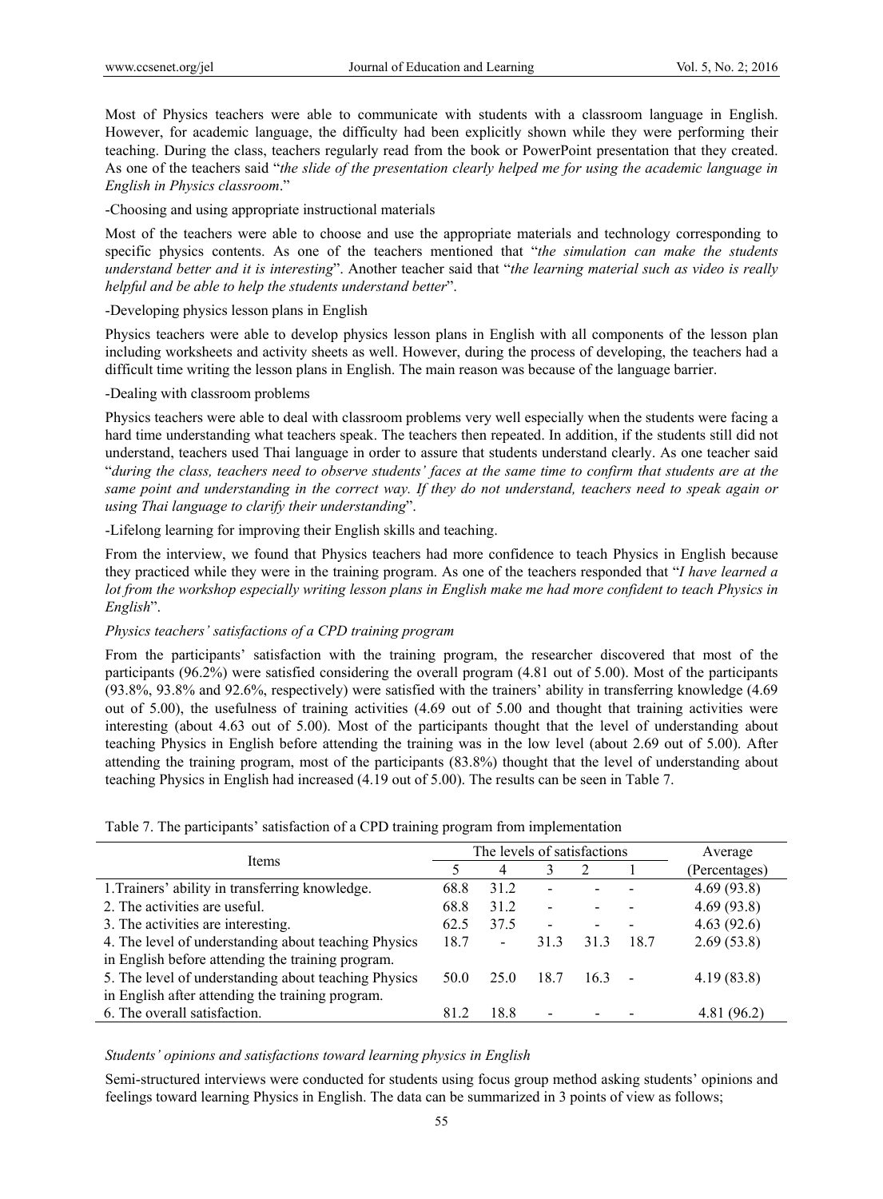Most of Physics teachers were able to communicate with students with a classroom language in English. However, for academic language, the difficulty had been explicitly shown while they were performing their teaching. During the class, teachers regularly read from the book or PowerPoint presentation that they created. As one of the teachers said "*the slide of the presentation clearly helped me for using the academic language in English in Physics classroom*."

-Choosing and using appropriate instructional materials

Most of the teachers were able to choose and use the appropriate materials and technology corresponding to specific physics contents. As one of the teachers mentioned that "*the simulation can make the students understand better and it is interesting*". Another teacher said that "*the learning material such as video is really helpful and be able to help the students understand better*".

-Developing physics lesson plans in English

Physics teachers were able to develop physics lesson plans in English with all components of the lesson plan including worksheets and activity sheets as well. However, during the process of developing, the teachers had a difficult time writing the lesson plans in English. The main reason was because of the language barrier.

-Dealing with classroom problems

Physics teachers were able to deal with classroom problems very well especially when the students were facing a hard time understanding what teachers speak. The teachers then repeated. In addition, if the students still did not understand, teachers used Thai language in order to assure that students understand clearly. As one teacher said "*during the class, teachers need to observe students' faces at the same time to confirm that students are at the same point and understanding in the correct way. If they do not understand, teachers need to speak again or using Thai language to clarify their understanding*".

-Lifelong learning for improving their English skills and teaching.

From the interview, we found that Physics teachers had more confidence to teach Physics in English because they practiced while they were in the training program. As one of the teachers responded that "*I have learned a lot from the workshop especially writing lesson plans in English make me had more confident to teach Physics in English*".

*Physics teachers' satisfactions of a CPD training program*

From the participants' satisfaction with the training program, the researcher discovered that most of the participants (96.2%) were satisfied considering the overall program (4.81 out of 5.00). Most of the participants (93.8%, 93.8% and 92.6%, respectively) were satisfied with the trainers' ability in transferring knowledge (4.69 out of 5.00), the usefulness of training activities (4.69 out of 5.00 and thought that training activities were interesting (about 4.63 out of 5.00). Most of the participants thought that the level of understanding about teaching Physics in English before attending the training was in the low level (about 2.69 out of 5.00). After attending the training program, most of the participants (83.8%) thought that the level of understanding about teaching Physics in English had increased (4.19 out of 5.00). The results can be seen in Table 7.

Table 7. The participants' satisfaction of a CPD training program from implementation

| Items | The levels of satisfactions | | | | | Average |
|---|---|---|---|---|---|---|
| | 5 | 4 | 3 | 2 | 1 | (Percentages) |
| 1.Trainers' ability in transferring knowledge. | 68.8 | 31.2 | - | - | - | 4.69 (93.8) |
| 2. The activities are useful. | 68.8 | 31.2 | - | - | - | 4.69 (93.8) |
| 3. The activities are interesting. | 62.5 | 37.5 | - | - | - | 4.63 (92.6) |
| 4. The level of understanding about teaching Physics in English before attending the training program. | 18.7 | - | 31.3 | 31.3 | 18.7 | 2.69 (53.8) |
| 5. The level of understanding about teaching Physics in English after attending the training program. | 50.0 | 25.0 | 18.7 | 16.3 | - | 4.19 (83.8) |
| 6. The overall satisfaction. | 81.2 | 18.8 | - | - | - | 4.81 (96.2) |

*Students' opinions and satisfactions toward learning physics in English*

Semi-structured interviews were conducted for students using focus group method asking students' opinions and feelings toward learning Physics in English. The data can be summarized in 3 points of view as follows;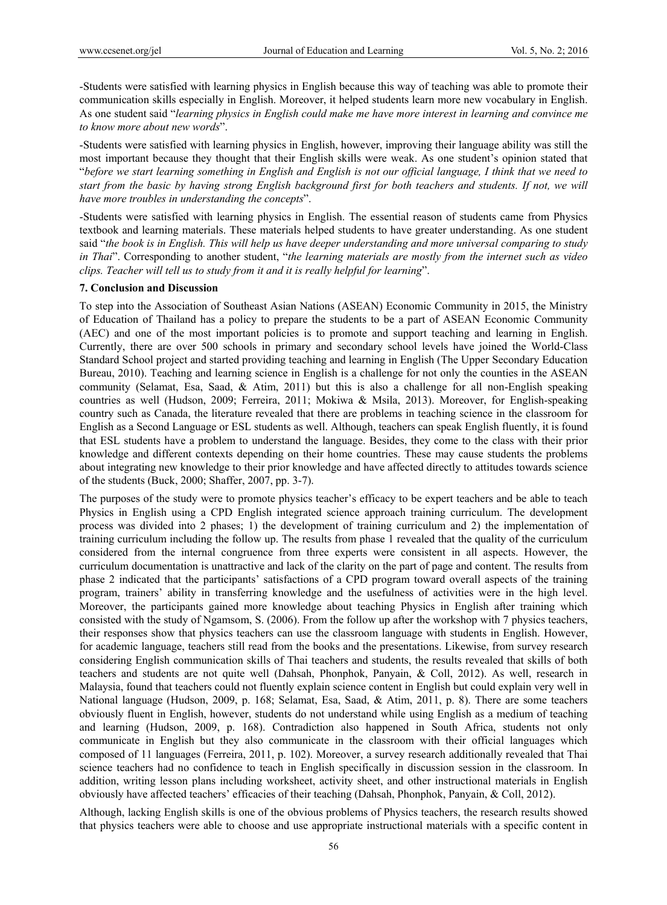-Students were satisfied with learning physics in English because this way of teaching was able to promote their communication skills especially in English. Moreover, it helped students learn more new vocabulary in English. As one student said "*learning physics in English could make me have more interest in learning and convince me to know more about new words*".

-Students were satisfied with learning physics in English, however, improving their language ability was still the most important because they thought that their English skills were weak. As one student's opinion stated that "*before we start learning something in English and English is not our official language, I think that we need to start from the basic by having strong English background first for both teachers and students. If not, we will have more troubles in understanding the concepts*".

-Students were satisfied with learning physics in English. The essential reason of students came from Physics textbook and learning materials. These materials helped students to have greater understanding. As one student said "*the book is in English. This will help us have deeper understanding and more universal comparing to study in Thai*". Corresponding to another student, "*the learning materials are mostly from the internet such as video clips. Teacher will tell us to study from it and it is really helpful for learning*".

## 7. Conclusion and Discussion

To step into the Association of Southeast Asian Nations (ASEAN) Economic Community in 2015, the Ministry of Education of Thailand has a policy to prepare the students to be a part of ASEAN Economic Community (AEC) and one of the most important policies is to promote and support teaching and learning in English. Currently, there are over 500 schools in primary and secondary school levels have joined the World-Class Standard School project and started providing teaching and learning in English (The Upper Secondary Education Bureau, 2010). Teaching and learning science in English is a challenge for not only the counties in the ASEAN community (Selamat, Esa, Saad, & Atim, 2011) but this is also a challenge for all non-English speaking countries as well (Hudson, 2009; Ferreira, 2011; Mokiwa & Msila, 2013). Moreover, for English-speaking country such as Canada, the literature revealed that there are problems in teaching science in the classroom for English as a Second Language or ESL students as well. Although, teachers can speak English fluently, it is found that ESL students have a problem to understand the language. Besides, they come to the class with their prior knowledge and different contexts depending on their home countries. These may cause students the problems about integrating new knowledge to their prior knowledge and have affected directly to attitudes towards science of the students (Buck, 2000; Shaffer, 2007, pp. 3-7).

The purposes of the study were to promote physics teacher's efficacy to be expert teachers and be able to teach Physics in English using a CPD English integrated science approach training curriculum. The development process was divided into 2 phases; 1) the development of training curriculum and 2) the implementation of training curriculum including the follow up. The results from phase 1 revealed that the quality of the curriculum considered from the internal congruence from three experts were consistent in all aspects. However, the curriculum documentation is unattractive and lack of the clarity on the part of page and content. The results from phase 2 indicated that the participants' satisfactions of a CPD program toward overall aspects of the training program, trainers' ability in transferring knowledge and the usefulness of activities were in the high level. Moreover, the participants gained more knowledge about teaching Physics in English after training which consisted with the study of Ngamsom, S. (2006). From the follow up after the workshop with 7 physics teachers, their responses show that physics teachers can use the classroom language with students in English. However, for academic language, teachers still read from the books and the presentations. Likewise, from survey research considering English communication skills of Thai teachers and students, the results revealed that skills of both teachers and students are not quite well (Dahsah, Phonphok, Panyain, & Coll, 2012). As well, research in Malaysia, found that teachers could not fluently explain science content in English but could explain very well in National language (Hudson, 2009, p. 168; Selamat, Esa, Saad, & Atim, 2011, p. 8). There are some teachers obviously fluent in English, however, students do not understand while using English as a medium of teaching and learning (Hudson, 2009, p. 168). Contradiction also happened in South Africa, students not only communicate in English but they also communicate in the classroom with their official languages which composed of 11 languages (Ferreira, 2011, p. 102). Moreover, a survey research additionally revealed that Thai science teachers had no confidence to teach in English specifically in discussion session in the classroom. In addition, writing lesson plans including worksheet, activity sheet, and other instructional materials in English obviously have affected teachers' efficacies of their teaching (Dahsah, Phonphok, Panyain, & Coll, 2012).

Although, lacking English skills is one of the obvious problems of Physics teachers, the research results showed that physics teachers were able to choose and use appropriate instructional materials with a specific content in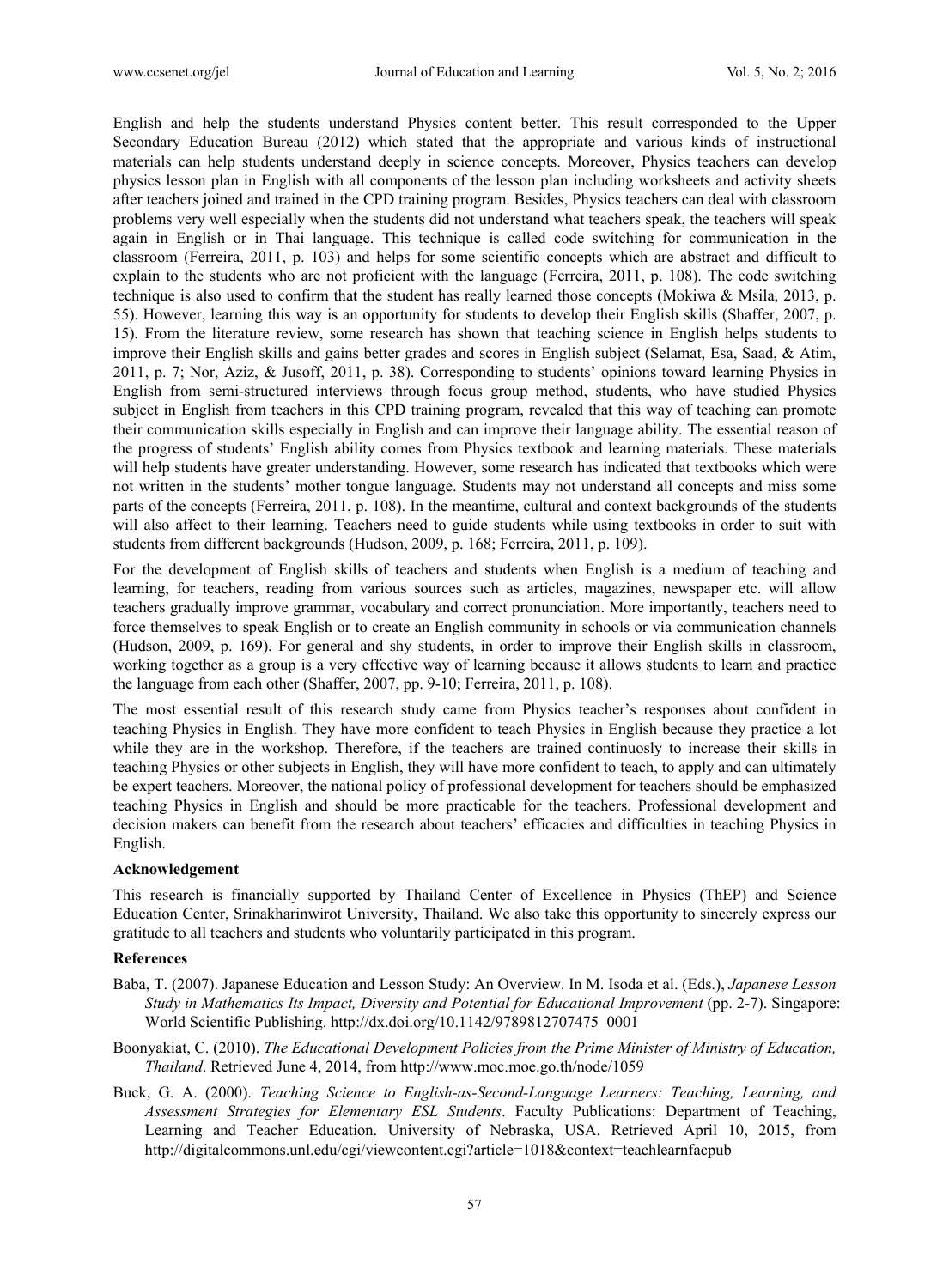English and help the students understand Physics content better. This result corresponded to the Upper Secondary Education Bureau (2012) which stated that the appropriate and various kinds of instructional materials can help students understand deeply in science concepts. Moreover, Physics teachers can develop physics lesson plan in English with all components of the lesson plan including worksheets and activity sheets after teachers joined and trained in the CPD training program. Besides, Physics teachers can deal with classroom problems very well especially when the students did not understand what teachers speak, the teachers will speak again in English or in Thai language. This technique is called code switching for communication in the classroom (Ferreira, 2011, p. 103) and helps for some scientific concepts which are abstract and difficult to explain to the students who are not proficient with the language (Ferreira, 2011, p. 108). The code switching technique is also used to confirm that the student has really learned those concepts (Mokiwa & Msila, 2013, p. 55). However, learning this way is an opportunity for students to develop their English skills (Shaffer, 2007, p. 15). From the literature review, some research has shown that teaching science in English helps students to improve their English skills and gains better grades and scores in English subject (Selamat, Esa, Saad, & Atim, 2011, p. 7; Nor, Aziz, & Jusoff, 2011, p. 38). Corresponding to students' opinions toward learning Physics in English from semi-structured interviews through focus group method, students, who have studied Physics subject in English from teachers in this CPD training program, revealed that this way of teaching can promote their communication skills especially in English and can improve their language ability. The essential reason of the progress of students' English ability comes from Physics textbook and learning materials. These materials will help students have greater understanding. However, some research has indicated that textbooks which were not written in the students' mother tongue language. Students may not understand all concepts and miss some parts of the concepts (Ferreira, 2011, p. 108). In the meantime, cultural and context backgrounds of the students will also affect to their learning. Teachers need to guide students while using textbooks in order to suit with students from different backgrounds (Hudson, 2009, p. 168; Ferreira, 2011, p. 109).

For the development of English skills of teachers and students when English is a medium of teaching and learning, for teachers, reading from various sources such as articles, magazines, newspaper etc. will allow teachers gradually improve grammar, vocabulary and correct pronunciation. More importantly, teachers need to force themselves to speak English or to create an English community in schools or via communication channels (Hudson, 2009, p. 169). For general and shy students, in order to improve their English skills in classroom, working together as a group is a very effective way of learning because it allows students to learn and practice the language from each other (Shaffer, 2007, pp. 9-10; Ferreira, 2011, p. 108).

The most essential result of this research study came from Physics teacher's responses about confident in teaching Physics in English. They have more confident to teach Physics in English because they practice a lot while they are in the workshop. Therefore, if the teachers are trained continuosly to increase their skills in teaching Physics or other subjects in English, they will have more confident to teach, to apply and can ultimately be expert teachers. Moreover, the national policy of professional development for teachers should be emphasized teaching Physics in English and should be more practicable for the teachers. Professional development and decision makers can benefit from the research about teachers' efficacies and difficulties in teaching Physics in English.

### Acknowledgement

This research is financially supported by Thailand Center of Excellence in Physics (ThEP) and Science Education Center, Srinakharinwirot University, Thailand. We also take this opportunity to sincerely express our gratitude to all teachers and students who voluntarily participated in this program.

### References

Baba, T. (2007). Japanese Education and Lesson Study: An Overview. In M. Isoda et al. (Eds.), *Japanese Lesson Study in Mathematics Its Impact, Diversity and Potential for Educational Improvement* (pp. 2-7). Singapore: World Scientific Publishing. http://dx.doi.org/10.1142/9789812707475_0001

Boonyakiat, C. (2010). *The Educational Development Policies from the Prime Minister of Ministry of Education, Thailand*. Retrieved June 4, 2014, from http://www.moc.moe.go.th/node/1059

Buck, G. A. (2000). *Teaching Science to English-as-Second-Language Learners: Teaching, Learning, and Assessment Strategies for Elementary ESL Students*. Faculty Publications: Department of Teaching, Learning and Teacher Education. University of Nebraska, USA. Retrieved April 10, 2015, from http://digitalcommons.unl.edu/cgi/viewcontent.cgi?article=1018&context=teachlearnfacpub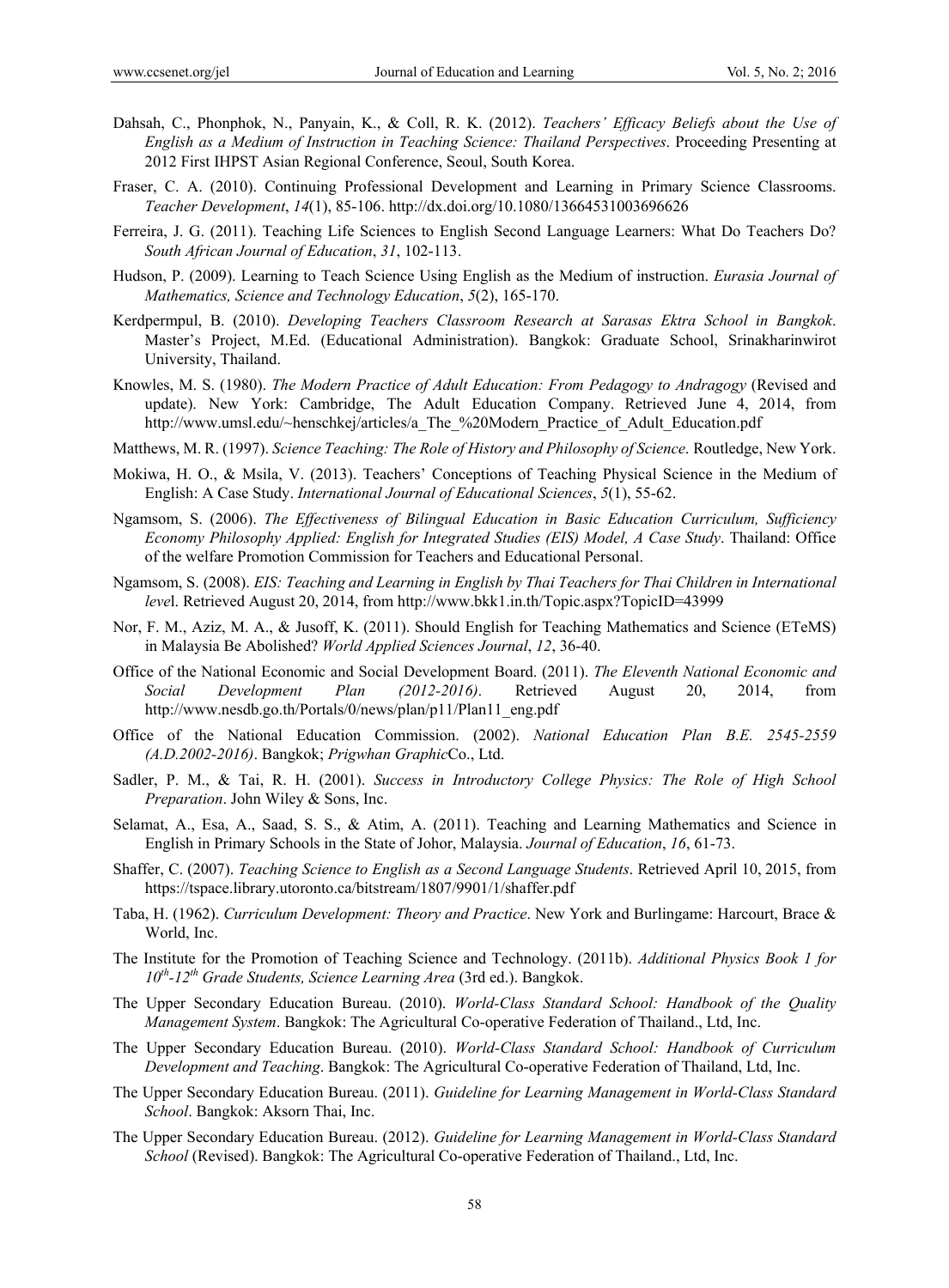Dahsah, C., Phonphok, N., Panyain, K., & Coll, R. K. (2012). *Teachers' Efficacy Beliefs about the Use of English as a Medium of Instruction in Teaching Science: Thailand Perspectives*. Proceeding Presenting at 2012 First IHPST Asian Regional Conference, Seoul, South Korea.

Fraser, C. A. (2010). Continuing Professional Development and Learning in Primary Science Classrooms. *Teacher Development*, *14*(1), 85-106. http://dx.doi.org/10.1080/13664531003696626

Ferreira, J. G. (2011). Teaching Life Sciences to English Second Language Learners: What Do Teachers Do? *South African Journal of Education*, *31*, 102-113.

Hudson, P. (2009). Learning to Teach Science Using English as the Medium of instruction. *Eurasia Journal of Mathematics, Science and Technology Education*, *5*(2), 165-170.

Kerdpermpul, B. (2010). *Developing Teachers Classroom Research at Sarasas Ektra School in Bangkok*. Master's Project, M.Ed. (Educational Administration). Bangkok: Graduate School, Srinakharinwirot University, Thailand.

Knowles, M. S. (1980). *The Modern Practice of Adult Education: From Pedagogy to Andragogy* (Revised and update). New York: Cambridge, The Adult Education Company. Retrieved June 4, 2014, from http://www.umsl.edu/~henschkej/articles/a_The_%20Modern_Practice_of_Adult_Education.pdf

Matthews, M. R. (1997). *Science Teaching: The Role of History and Philosophy of Science*. Routledge, New York.

Mokiwa, H. O., & Msila, V. (2013). Teachers' Conceptions of Teaching Physical Science in the Medium of English: A Case Study. *International Journal of Educational Sciences*, *5*(1), 55-62.

Ngamsom, S. (2006). *The Effectiveness of Bilingual Education in Basic Education Curriculum, Sufficiency Economy Philosophy Applied: English for Integrated Studies (EIS) Model, A Case Study*. Thailand: Office of the welfare Promotion Commission for Teachers and Educational Personal.

Ngamsom, S. (2008). *EIS: Teaching and Learning in English by Thai Teachers for Thai Children in International leve*l. Retrieved August 20, 2014, from http://www.bkk1.in.th/Topic.aspx?TopicID=43999

Nor, F. M., Aziz, M. A., & Jusoff, K. (2011). Should English for Teaching Mathematics and Science (ETeMS) in Malaysia Be Abolished? *World Applied Sciences Journal*, *12*, 36-40.

Office of the National Economic and Social Development Board. (2011). *The Eleventh National Economic and Social Development Plan (2012-2016)*. Retrieved August 20, 2014, from http://www.nesdb.go.th/Portals/0/news/plan/p11/Plan11_eng.pdf

Office of the National Education Commission. (2002). *National Education Plan B.E. 2545-2559 (A.D.2002-2016)*. Bangkok; *Prigwhan Graphic*Co., Ltd.

Sadler, P. M., & Tai, R. H. (2001). *Success in Introductory College Physics: The Role of High School Preparation*. John Wiley & Sons, Inc.

Selamat, A., Esa, A., Saad, S. S., & Atim, A. (2011). Teaching and Learning Mathematics and Science in English in Primary Schools in the State of Johor, Malaysia. *Journal of Education*, *16*, 61-73.

Shaffer, C. (2007). *Teaching Science to English as a Second Language Students*. Retrieved April 10, 2015, from https://tspace.library.utoronto.ca/bitstream/1807/9901/1/shaffer.pdf

Taba, H. (1962). *Curriculum Development: Theory and Practice*. New York and Burlingame: Harcourt, Brace & World, Inc.

The Institute for the Promotion of Teaching Science and Technology. (2011b). *Additional Physics Book 1 for 10th-12th Grade Students, Science Learning Area* (3rd ed.). Bangkok.

The Upper Secondary Education Bureau. (2010). *World-Class Standard School: Handbook of the Quality Management System*. Bangkok: The Agricultural Co-operative Federation of Thailand., Ltd, Inc.

The Upper Secondary Education Bureau. (2010). *World-Class Standard School: Handbook of Curriculum Development and Teaching*. Bangkok: The Agricultural Co-operative Federation of Thailand, Ltd, Inc.

The Upper Secondary Education Bureau. (2011). *Guideline for Learning Management in World-Class Standard School*. Bangkok: Aksorn Thai, Inc.

The Upper Secondary Education Bureau. (2012). *Guideline for Learning Management in World-Class Standard School* (Revised). Bangkok: The Agricultural Co-operative Federation of Thailand., Ltd, Inc.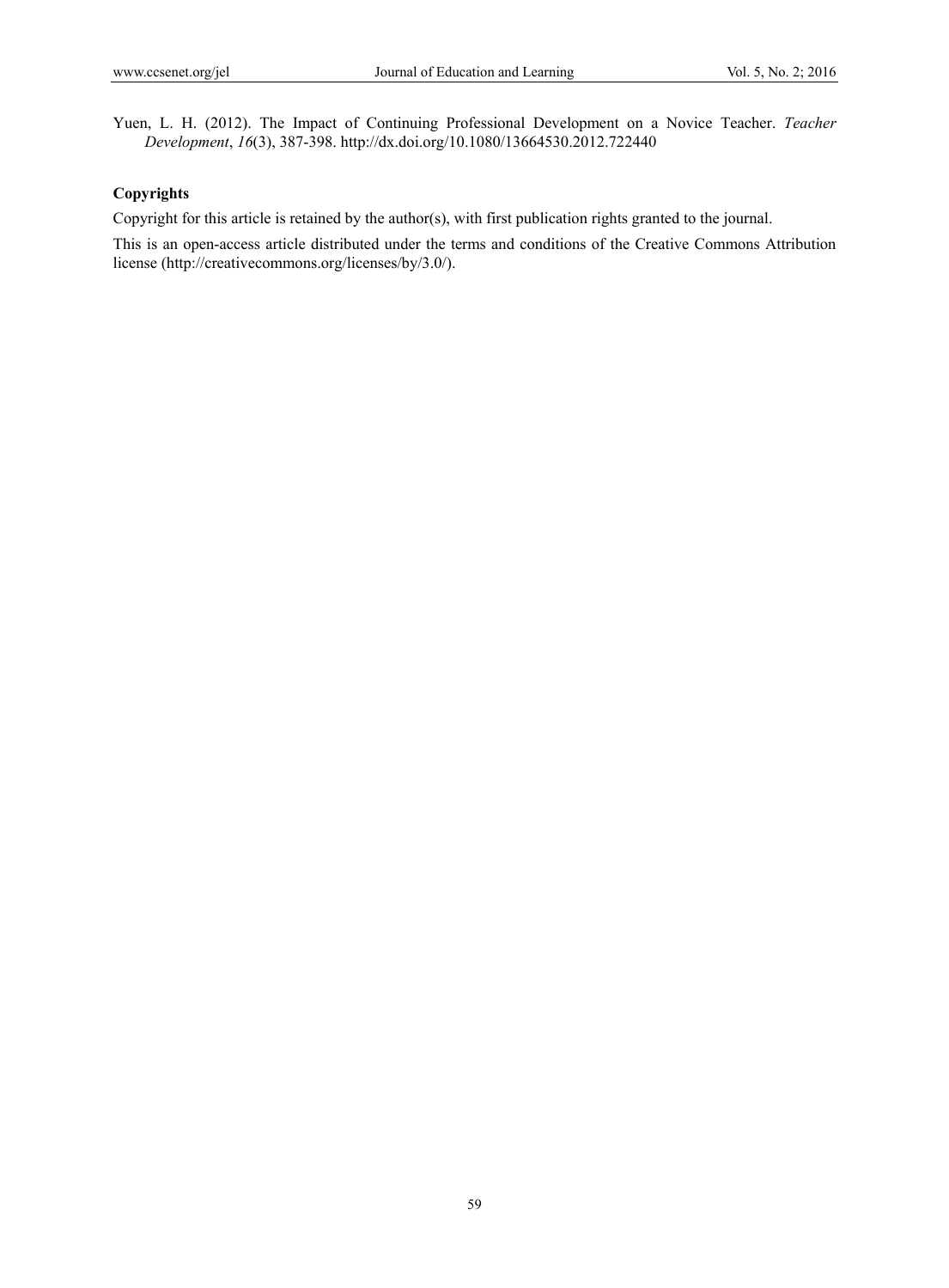Yuen, L. H. (2012). The Impact of Continuing Professional Development on a Novice Teacher. *Teacher Development*, *16*(3), 387-398. http://dx.doi.org/10.1080/13664530.2012.722440

## Copyrights

Copyright for this article is retained by the author(s), with first publication rights granted to the journal.

This is an open-access article distributed under the terms and conditions of the Creative Commons Attribution license (http://creativecommons.org/licenses/by/3.0/).